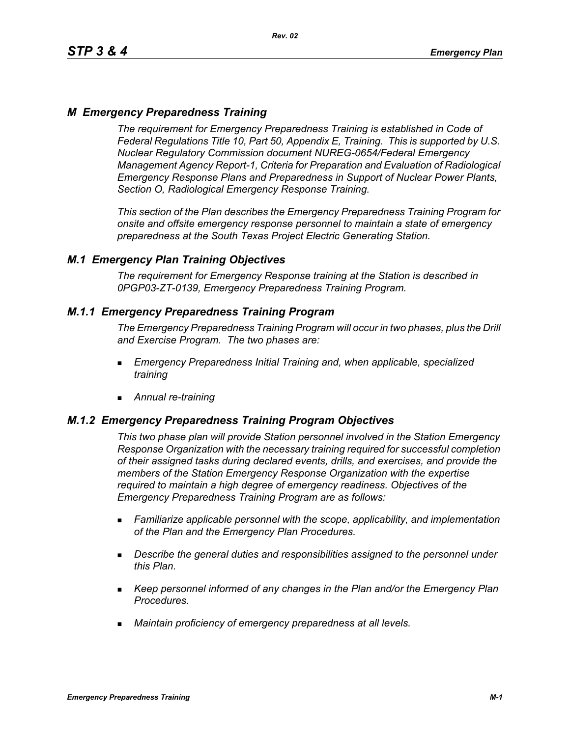# *M Emergency Preparedness Training*

*The requirement for Emergency Preparedness Training is established in Code of Federal Regulations Title 10, Part 50, Appendix E, Training. This is supported by U.S. Nuclear Regulatory Commission document NUREG-0654/Federal Emergency Management Agency Report-1, Criteria for Preparation and Evaluation of Radiological Emergency Response Plans and Preparedness in Support of Nuclear Power Plants, Section O, Radiological Emergency Response Training.*

*This section of the Plan describes the Emergency Preparedness Training Program for onsite and offsite emergency response personnel to maintain a state of emergency preparedness at the South Texas Project Electric Generating Station.*

## *M.1 Emergency Plan Training Objectives*

*The requirement for Emergency Response training at the Station is described in 0PGP03-ZT-0139, Emergency Preparedness Training Program.*

## *M.1.1 Emergency Preparedness Training Program*

*The Emergency Preparedness Training Program will occur in two phases, plus the Drill and Exercise Program. The two phases are:*

- *Emergency Preparedness Initial Training and, when applicable, specialized training*
- *Annual re-training*

## *M.1.2 Emergency Preparedness Training Program Objectives*

*This two phase plan will provide Station personnel involved in the Station Emergency Response Organization with the necessary training required for successful completion of their assigned tasks during declared events, drills, and exercises, and provide the members of the Station Emergency Response Organization with the expertise required to maintain a high degree of emergency readiness. Objectives of the Emergency Preparedness Training Program are as follows:*

- *Familiarize applicable personnel with the scope, applicability, and implementation of the Plan and the Emergency Plan Procedures.*
- *Describe the general duties and responsibilities assigned to the personnel under this Plan.*
- *Keep personnel informed of any changes in the Plan and/or the Emergency Plan Procedures.*
- *Maintain proficiency of emergency preparedness at all levels.*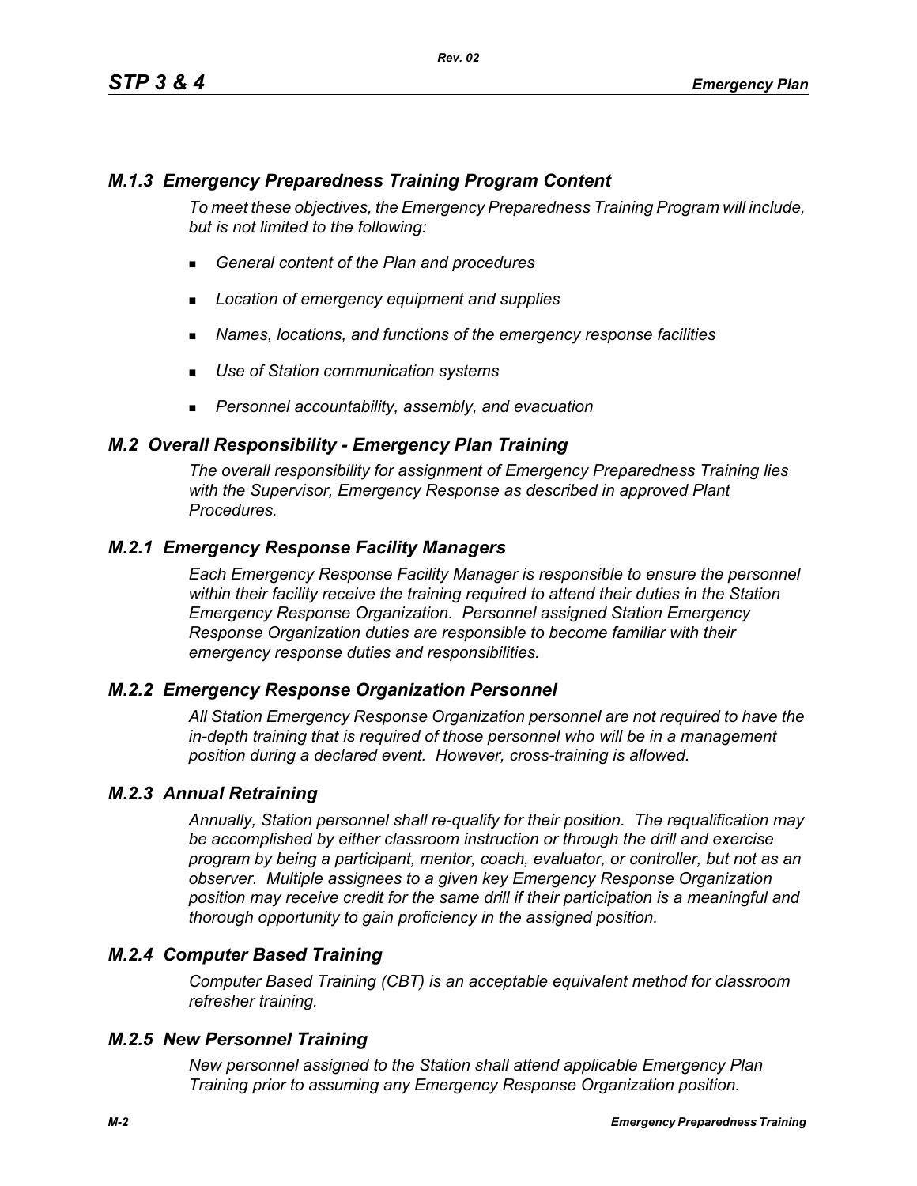### *M.1.3 Emergency Preparedness Training Program Content*

*To meet these objectives, the Emergency Preparedness Training Program will include, but is not limited to the following:*

- *General content of the Plan and procedures*
- *Location of emergency equipment and supplies*
- *Names, locations, and functions of the emergency response facilities*
- *Use of Station communication systems*
- *Personnel accountability, assembly, and evacuation*

## *M.2 Overall Responsibility - Emergency Plan Training*

*The overall responsibility for assignment of Emergency Preparedness Training lies with the Supervisor, Emergency Response as described in approved Plant Procedures.*

### *M.2.1 Emergency Response Facility Managers*

*Each Emergency Response Facility Manager is responsible to ensure the personnel within their facility receive the training required to attend their duties in the Station Emergency Response Organization. Personnel assigned Station Emergency Response Organization duties are responsible to become familiar with their emergency response duties and responsibilities.*

### *M.2.2 Emergency Response Organization Personnel*

*All Station Emergency Response Organization personnel are not required to have the in-depth training that is required of those personnel who will be in a management position during a declared event. However, cross-training is allowed.*

### *M.2.3 Annual Retraining*

*Annually, Station personnel shall re-qualify for their position. The requalification may be accomplished by either classroom instruction or through the drill and exercise program by being a participant, mentor, coach, evaluator, or controller, but not as an observer. Multiple assignees to a given key Emergency Response Organization position may receive credit for the same drill if their participation is a meaningful and thorough opportunity to gain proficiency in the assigned position.*

### *M.2.4 Computer Based Training*

*Computer Based Training (CBT) is an acceptable equivalent method for classroom refresher training.*

### *M.2.5 New Personnel Training*

*New personnel assigned to the Station shall attend applicable Emergency Plan Training prior to assuming any Emergency Response Organization position.*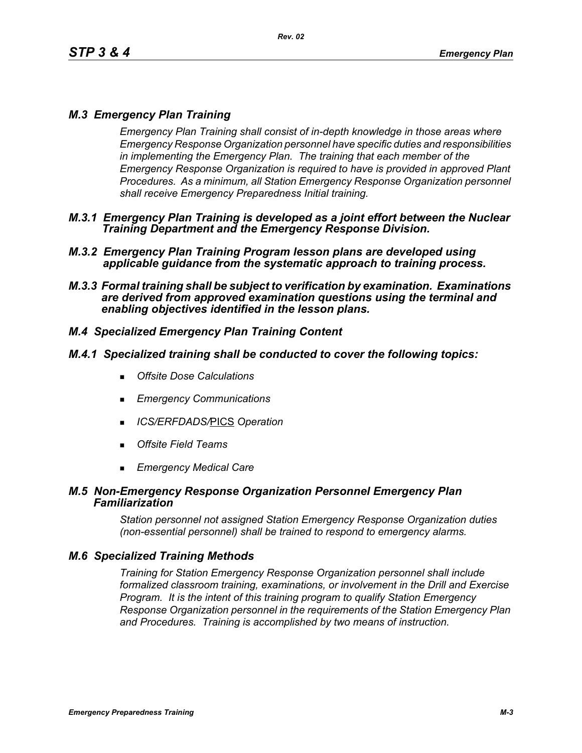## *M.3 Emergency Plan Training*

*Emergency Plan Training shall consist of in-depth knowledge in those areas where Emergency Response Organization personnel have specific duties and responsibilities in implementing the Emergency Plan. The training that each member of the Emergency Response Organization is required to have is provided in approved Plant Procedures. As a minimum, all Station Emergency Response Organization personnel shall receive Emergency Preparedness Initial training.*

### *M.3.1 Emergency Plan Training is developed as a joint effort between the Nuclear Training Department and the Emergency Response Division.*

### *M.3.2 Emergency Plan Training Program lesson plans are developed using applicable guidance from the systematic approach to training process.*

### *M.3.3 Formal training shall be subject to verification by examination. Examinations are derived from approved examination questions using the terminal and enabling objectives identified in the lesson plans.*

## *M.4 Specialized Emergency Plan Training Content*

### *M.4.1 Specialized training shall be conducted to cover the following topics:*

- *Offsite Dose Calculations*
- *Emergency Communications*
- *ICS/ERFDADS/PICS Operation*
- *Offsite Field Teams*
- *Emergency Medical Care*

## *M.5 Non-Emergency Response Organization Personnel Emergency Plan Familiarization*

*Station personnel not assigned Station Emergency Response Organization duties (non-essential personnel) shall be trained to respond to emergency alarms.*

## *M.6 Specialized Training Methods*

*Training for Station Emergency Response Organization personnel shall include formalized classroom training, examinations, or involvement in the Drill and Exercise Program. It is the intent of this training program to qualify Station Emergency Response Organization personnel in the requirements of the Station Emergency Plan and Procedures. Training is accomplished by two means of instruction.*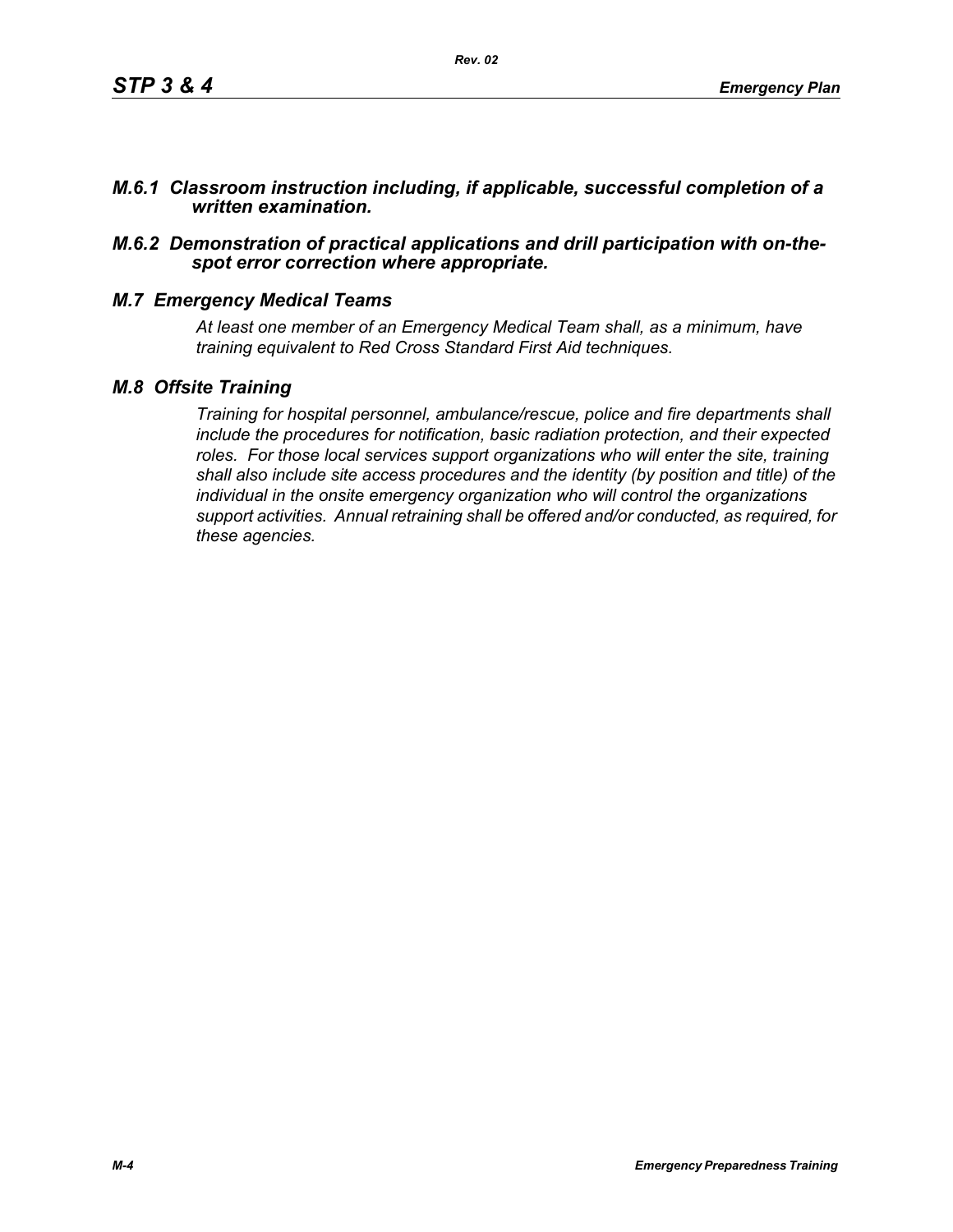### *M.6.1 Classroom instruction including, if applicable, successful completion of a written examination.*

### *M.6.2 Demonstration of practical applications and drill participation with on-the-spot error correction where appropriate.*

## *M.7 Emergency Medical Teams*

*At least one member of an Emergency Medical Team shall, as a minimum, have training equivalent to Red Cross Standard First Aid techniques.*

## *M.8 Offsite Training*

*Training for hospital personnel, ambulance/rescue, police and fire departments shall include the procedures for notification, basic radiation protection, and their expected roles. For those local services support organizations who will enter the site, training shall also include site access procedures and the identity (by position and title) of the individual in the onsite emergency organization who will control the organizations support activities. Annual retraining shall be offered and/or conducted, as required, for these agencies.*